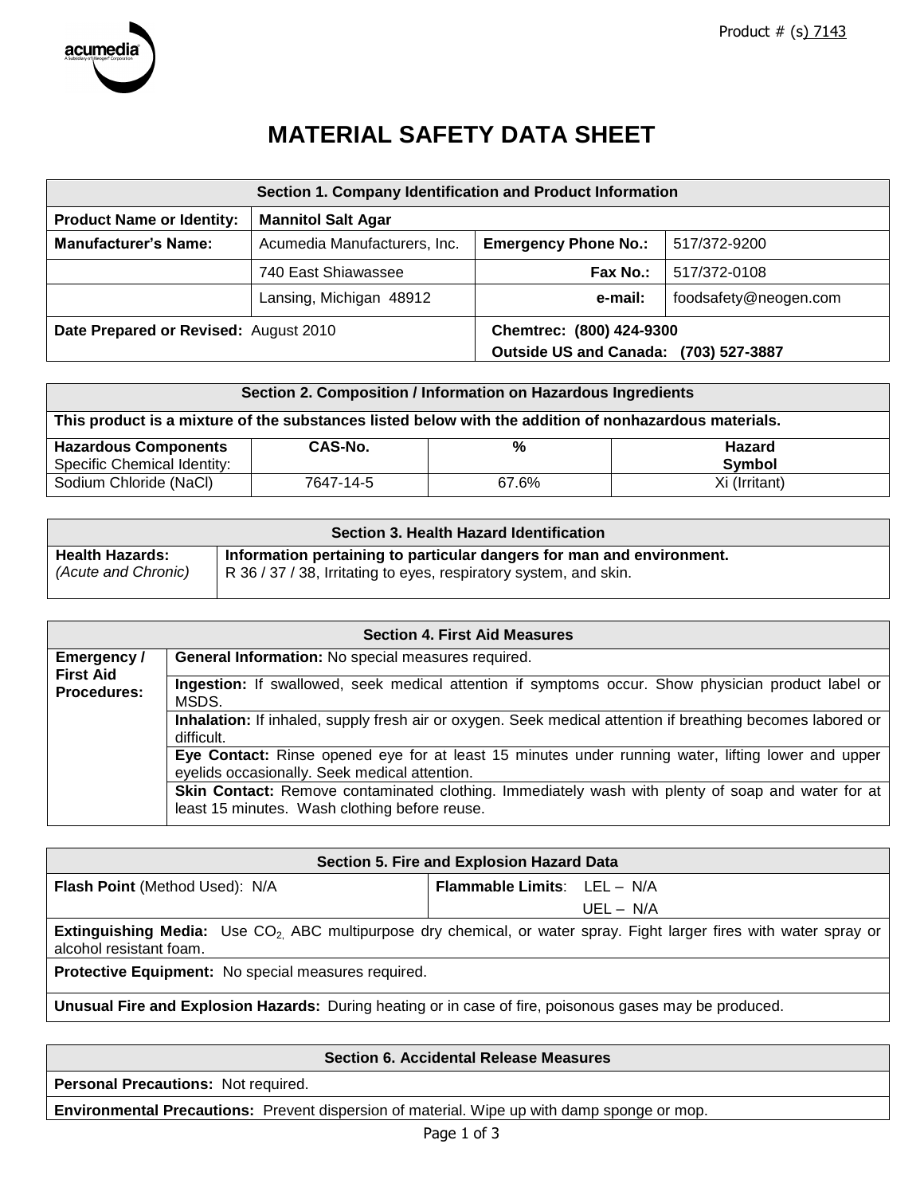Product # (s) 7143

# MATERIAL SAFETY DATA SHEET

| Section 1. Company Identification and Product Information | | | |
|---|---|---|---|
| **Product Name or Identity:** | **Mannitol Salt Agar** | | |
| **Manufacturer's Name:** | Acumedia Manufacturers, Inc. | **Emergency Phone No.:** | 517/372-9200 |
| | 740 East Shiawassee | **Fax No.:** | 517/372-0108 |
| | Lansing, Michigan 48912 | **e-mail:** | foodsafety@neogen.com |
| **Date Prepared or Revised:** August 2010 | | **Chemtrec: (800) 424-9300** **Outside US and Canada: (703) 527-3887** | |

| Section 2. Composition / Information on Hazardous Ingredients | | | |
|---|---|---|---|
| **This product is a mixture of the substances listed below with the addition of nonhazardous materials.** | | | |
| **Hazardous Components** Specific Chemical Identity: | **CAS-No.** | **%** | **Hazard Symbol** |
| Sodium Chloride (NaCl) | 7647-14-5 | 67.6% | Xi (Irritant) |

| Section 3. Health Hazard Identification | |
|---|---|
| **Health Hazards:** *(Acute and Chronic)* | **Information pertaining to particular dangers for man and environment.** R 36 / 37 / 38, Irritating to eyes, respiratory system, and skin. |

| Section 4. First Aid Measures | |
|---|---|
| **Emergency / First Aid Procedures:** | **General Information:** No special measures required. |
| | **Ingestion:** If swallowed, seek medical attention if symptoms occur. Show physician product label or MSDS. |
| | **Inhalation:** If inhaled, supply fresh air or oxygen. Seek medical attention if breathing becomes labored or difficult. |
| | **Eye Contact:** Rinse opened eye for at least 15 minutes under running water, lifting lower and upper eyelids occasionally. Seek medical attention. |
| | **Skin Contact:** Remove contaminated clothing. Immediately wash with plenty of soap and water for at least 15 minutes. Wash clothing before reuse. |

| Section 5. Fire and Explosion Hazard Data | |
|---|---|
| **Flash Point** (Method Used): N/A | **Flammable Limits**: LEL – N/A UEL – N/A |
| **Extinguishing Media:** Use $CO_2$, ABC multipurpose dry chemical, or water spray. Fight larger fires with water spray or alcohol resistant foam. | |
| **Protective Equipment:** No special measures required. | |
| **Unusual Fire and Explosion Hazards:** During heating or in case of fire, poisonous gases may be produced. | |

| Section 6. Accidental Release Measures |
|---|
| **Personal Precautions:** Not required. |
| **Environmental Precautions:** Prevent dispersion of material. Wipe up with damp sponge or mop. |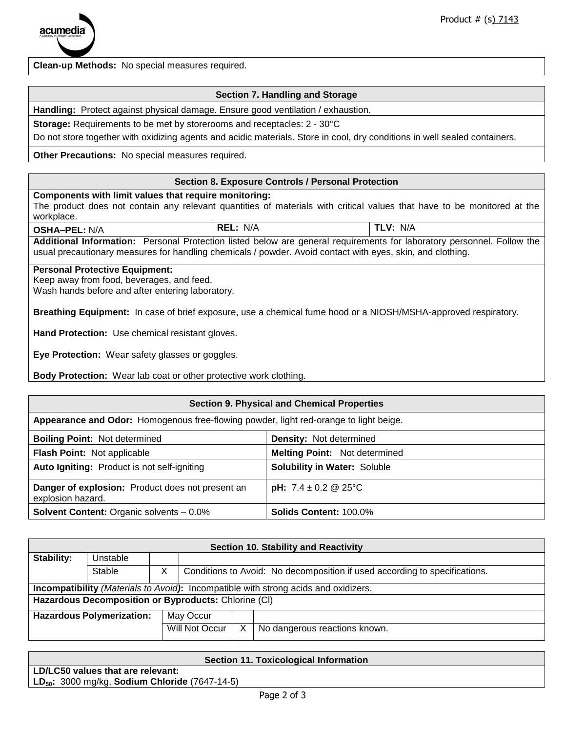**Clean-up Methods:** No special measures required.

## Section 7. Handling and Storage

**Handling:** Protect against physical damage. Ensure good ventilation / exhaustion.

**Storage:** Requirements to be met by storerooms and receptacles: 2 - 30°C

Do not store together with oxidizing agents and acidic materials. Store in cool, dry conditions in well sealed containers.

**Other Precautions:** No special measures required.

## Section 8. Exposure Controls / Personal Protection

**Components with limit values that require monitoring:**
The product does not contain any relevant quantities of materials with critical values that have to be monitored at the workplace.

| **OSHA–PEL:** N/A | **REL:** N/A | **TLV:** N/A |
|---|---|---|

**Additional Information:** Personal Protection listed below are general requirements for laboratory personnel. Follow the usual precautionary measures for handling chemicals / powder. Avoid contact with eyes, skin, and clothing.

**Personal Protective Equipment:**
Keep away from food, beverages, and feed.
Wash hands before and after entering laboratory.

**Breathing Equipment:** In case of brief exposure, use a chemical fume hood or a NIOSH/MSHA-approved respiratory.

**Hand Protection:** Use chemical resistant gloves.

**Eye Protection:** Wear safety glasses or goggles.

**Body Protection:** Wear lab coat or other protective work clothing.

## Section 9. Physical and Chemical Properties

**Appearance and Odor:** Homogenous free-flowing powder, light red-orange to light beige.

| | |
|---|---|
| **Boiling Point:** Not determined | **Density:** Not determined |
| **Flash Point:** Not applicable | **Melting Point:** Not determined |
| **Auto Igniting:** Product is not self-igniting | **Solubility in Water:** Soluble |
| **Danger of explosion:** Product does not present an explosion hazard. | **pH:** 7.4 ± 0.2 @ 25°C |
| **Solvent Content:** Organic solvents – 0.0% | **Solids Content:** 100.0% |

## Section 10. Stability and Reactivity

| **Stability:** | Unstable | | |
|---|---|---|---|
| | Stable | X | Conditions to Avoid: No decomposition if used according to specifications. |

**Incompatibility** *(Materials to Avoid)***:** Incompatible with strong acids and oxidizers.

**Hazardous Decomposition or Byproducts:** Chlorine (Cl)

| **Hazardous Polymerization:** | May Occur | | |
|---|---|---|---|
| | Will Not Occur | X | No dangerous reactions known. |

## Section 11. Toxicological Information

**LD/LC50 values that are relevant:**
**$LD_{50}$:** 3000 mg/kg, **Sodium Chloride** (7647-14-5)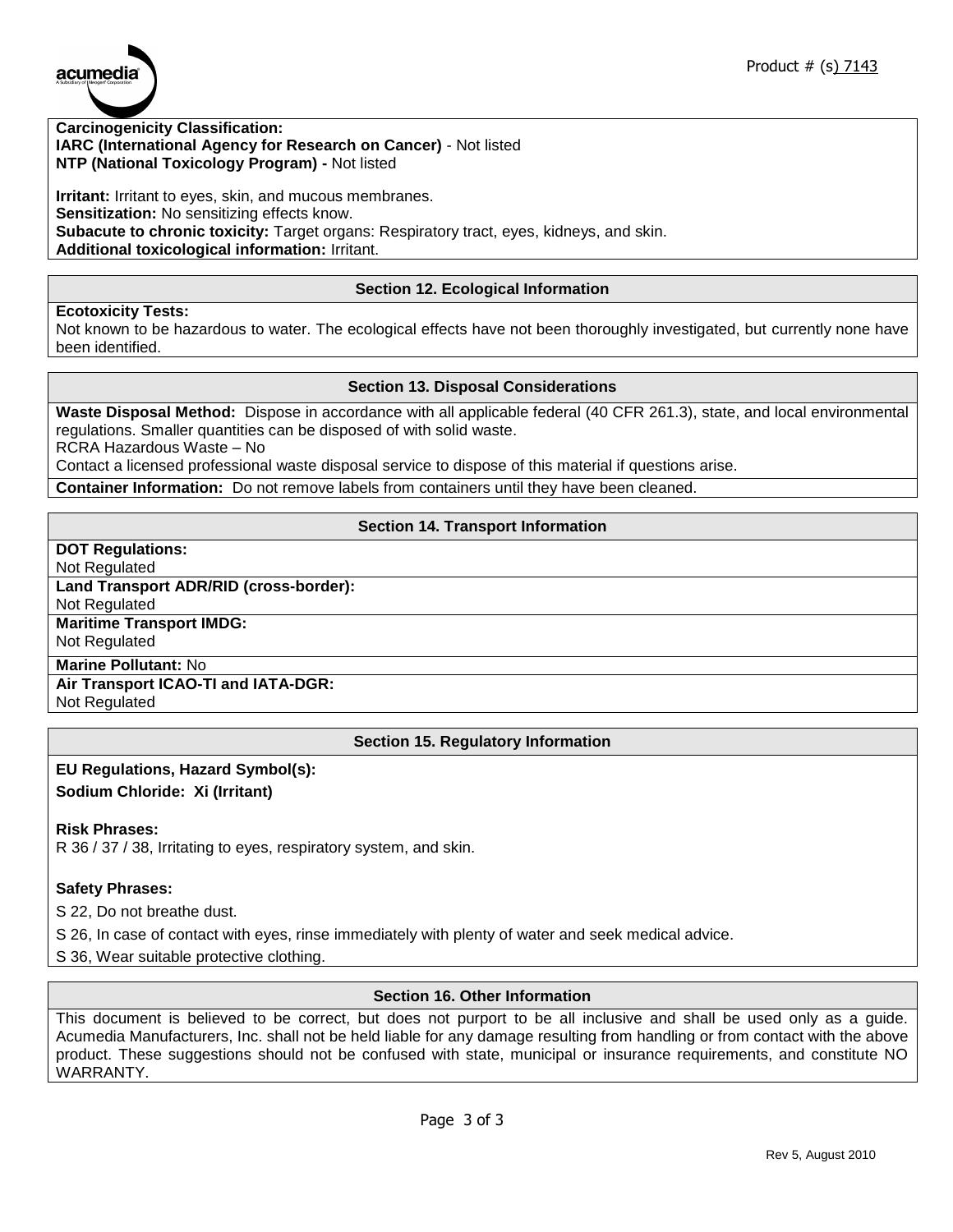**Carcinogenicity Classification:**
**IARC (International Agency for Research on Cancer)** - Not listed
**NTP (National Toxicology Program) -** Not listed

**Irritant:** Irritant to eyes, skin, and mucous membranes.
**Sensitization:** No sensitizing effects know.
**Subacute to chronic toxicity:** Target organs: Respiratory tract, eyes, kidneys, and skin.
**Additional toxicological information:** Irritant.

## Section 12. Ecological Information

**Ecotoxicity Tests:**
Not known to be hazardous to water. The ecological effects have not been thoroughly investigated, but currently none have been identified.

## Section 13. Disposal Considerations

**Waste Disposal Method:** Dispose in accordance with all applicable federal (40 CFR 261.3), state, and local environmental regulations. Smaller quantities can be disposed of with solid waste.
RCRA Hazardous Waste – No
Contact a licensed professional waste disposal service to dispose of this material if questions arise.

**Container Information:** Do not remove labels from containers until they have been cleaned.

## Section 14. Transport Information

**DOT Regulations:**
Not Regulated

**Land Transport ADR/RID (cross-border):**
Not Regulated

**Maritime Transport IMDG:**
Not Regulated

**Marine Pollutant:** No

**Air Transport ICAO-TI and IATA-DGR:**
Not Regulated

## Section 15. Regulatory Information

**EU Regulations, Hazard Symbol(s):**
**Sodium Chloride: Xi (Irritant)**

**Risk Phrases:**
R 36 / 37 / 38, Irritating to eyes, respiratory system, and skin.

**Safety Phrases:**

S 22, Do not breathe dust.

S 26, In case of contact with eyes, rinse immediately with plenty of water and seek medical advice.

S 36, Wear suitable protective clothing.

## Section 16. Other Information

This document is believed to be correct, but does not purport to be all inclusive and shall be used only as a guide. Acumedia Manufacturers, Inc. shall not be held liable for any damage resulting from handling or from contact with the above product. These suggestions should not be confused with state, municipal or insurance requirements, and constitute NO WARRANTY.